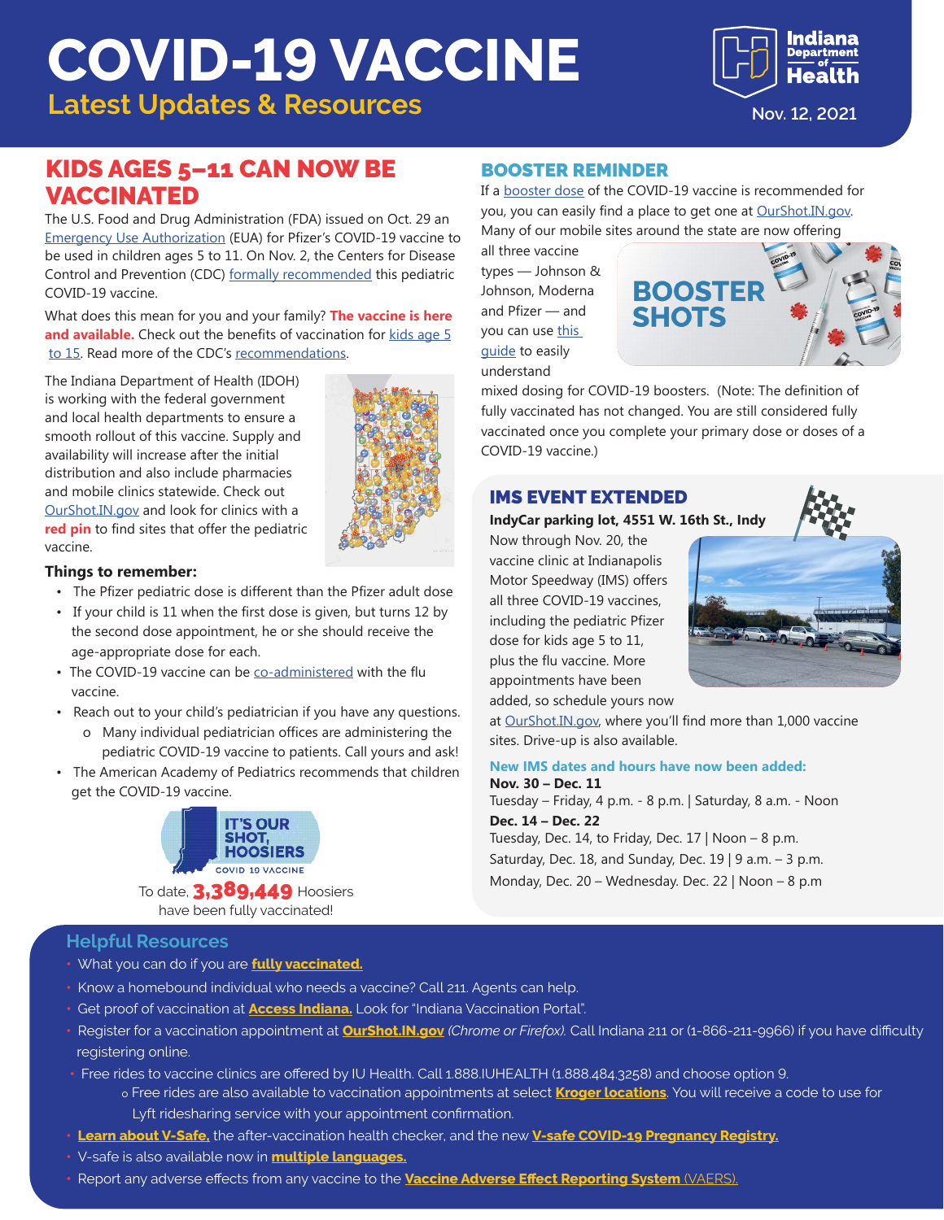# COVID-19 VACCINE

## Latest Updates & Resources

Indiana Department of Health

Nov. 12, 2021

## KIDS AGES 5–11 CAN NOW BE VACCINATED

The U.S. Food and Drug Administration (FDA) issued on Oct. 29 an Emergency Use Authorization (EUA) for Pfizer's COVID-19 vaccine to be used in children ages 5 to 11. On Nov. 2, the Centers for Disease Control and Prevention (CDC) formally recommended this pediatric COVID-19 vaccine.

What does this mean for you and your family? **The vaccine is here and available.** Check out the benefits of vaccination for kids age 5 to 15. Read more of the CDC's recommendations.

The Indiana Department of Health (IDOH) is working with the federal government and local health departments to ensure a smooth rollout of this vaccine. Supply and availability will increase after the initial distribution and also include pharmacies and mobile clinics statewide. Check out OurShot.IN.gov and look for clinics with a **red pin** to find sites that offer the pediatric vaccine.

### Things to remember:

- The Pfizer pediatric dose is different than the Pfizer adult dose
- If your child is 11 when the first dose is given, but turns 12 by the second dose appointment, he or she should receive the age-appropriate dose for each.
- The COVID-19 vaccine can be co-administered with the flu vaccine.
- Reach out to your child's pediatrician if you have any questions.
  - Many individual pediatrician offices are administering the pediatric COVID-19 vaccine to patients. Call yours and ask!
- The American Academy of Pediatrics recommends that children get the COVID-19 vaccine.

IT'S OUR SHOT, HOOSIERS — COVID 19 VACCINE

To date, **3,389,449** Hoosiers have been fully vaccinated!

## BOOSTER REMINDER

If a booster dose of the COVID-19 vaccine is recommended for you, you can easily find a place to get one at OurShot.IN.gov. Many of our mobile sites around the state are now offering all three vaccine types — Johnson & Johnson, Moderna and Pfizer — and you can use this guide to easily understand mixed dosing for COVID-19 boosters. (Note: The definition of fully vaccinated has not changed. You are still considered fully vaccinated once you complete your primary dose or doses of a COVID-19 vaccine.)

BOOSTER SHOTS

## IMS EVENT EXTENDED

**IndyCar parking lot, 4551 W. 16th St., Indy**

Now through Nov. 20, the vaccine clinic at Indianapolis Motor Speedway (IMS) offers all three COVID-19 vaccines, including the pediatric Pfizer dose for kids age 5 to 11, plus the flu vaccine. More appointments have been added, so schedule yours now at OurShot.IN.gov, where you'll find more than 1,000 vaccine sites. Drive-up is also available.

### New IMS dates and hours have now been added:

**Nov. 30 – Dec. 11**
Tuesday – Friday, 4 p.m. - 8 p.m. | Saturday, 8 a.m. - Noon

**Dec. 14 – Dec. 22**
Tuesday, Dec. 14, to Friday, Dec. 17 | Noon – 8 p.m.
Saturday, Dec. 18, and Sunday, Dec. 19 | 9 a.m. – 3 p.m.
Monday, Dec. 20 – Wednesday. Dec. 22 | Noon – 8 p.m

## Helpful Resources

- What you can do if you are **fully vaccinated.**
- Know a homebound individual who needs a vaccine? Call 211. Agents can help.
- Get proof of vaccination at **Access Indiana.** Look for "Indiana Vaccination Portal".
- Register for a vaccination appointment at **OurShot.IN.gov** *(Chrome or Firefox).* Call Indiana 211 or (1-866-211-9966) if you have difficulty registering online.
- Free rides to vaccine clinics are offered by IU Health. Call 1.888.IUHEALTH (1.888.484.3258) and choose option 9.
  - Free rides are also available to vaccination appointments at select **Kroger locations**. You will receive a code to use for Lyft ridesharing service with your appointment confirmation.
- **Learn about V-Safe,** the after-vaccination health checker, and the new **V-safe COVID-19 Pregnancy Registry.**
- V-safe is also available now in **multiple languages.**
- Report any adverse effects from any vaccine to the **Vaccine Adverse Effect Reporting System** (VAERS).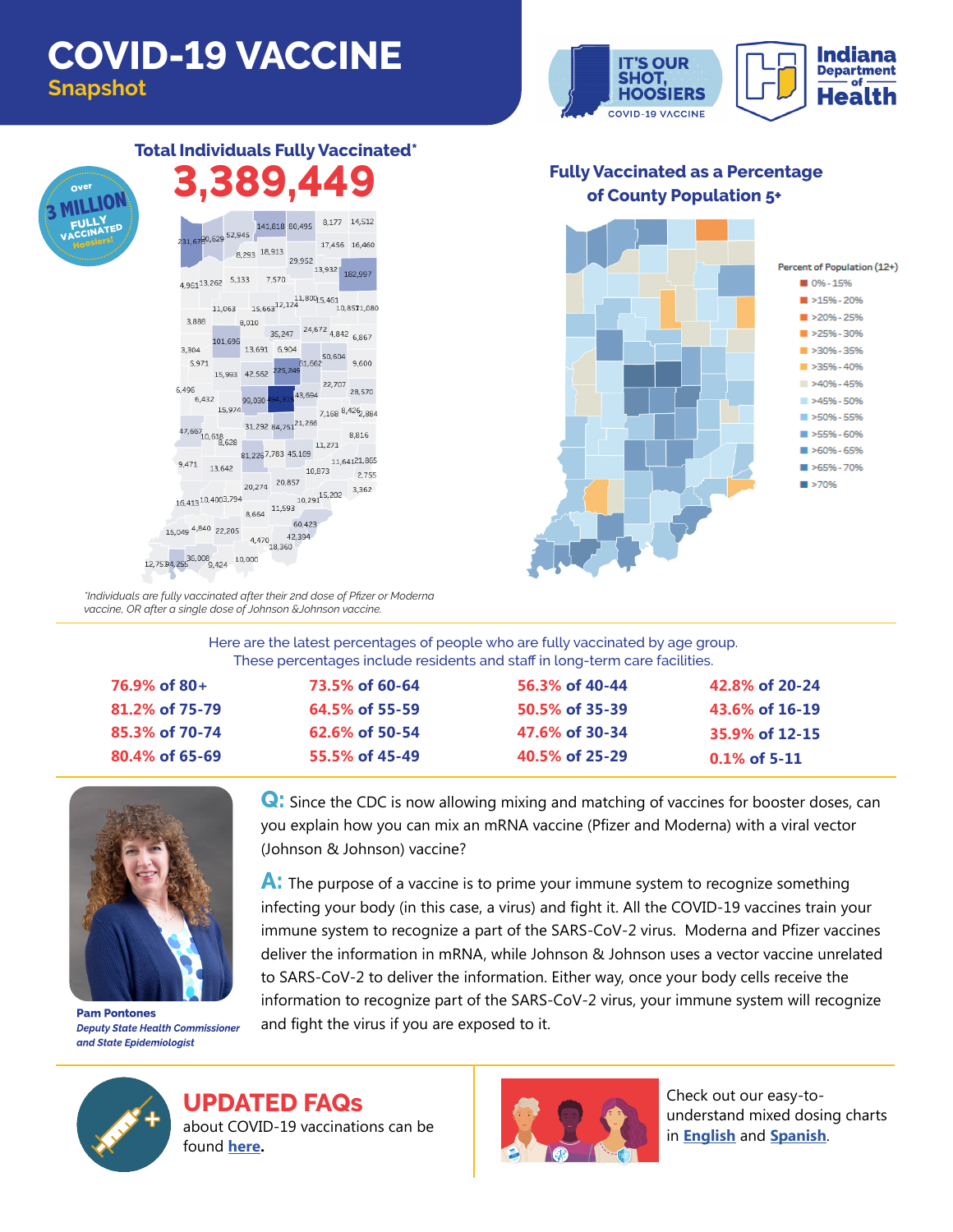# COVID-19 VACCINE

## Snapshot

IT'S OUR SHOT, HOOSIERS
COVID-19 VACCINE

Indiana Department of Health

Over 3 MILLION FULLY VACCINATED Hoosiers!

### Total Individuals Fully Vaccinated*

# 3,389,449

14,512
8,177
80,495
141,818
52,945
30,629
31,678
16,460
17,456
18,913
8,293
29,952
182,997
13,932
4,961
13,262
5,133
7,570
15,461
11,800
12,124
11,063
15,663
10,857
11,080
3,888
8,010
24,672
35,247
4,842
6,867
101,696
3,304
13,691
6,904
50,604
5,971
61,662
9,600
15,993
42,562
225,249
22,707
6,496
28,570
6,432
99,030
484,318
43,694
15,974
7,168
8,426
2,884
31,292
84,751
21,266
47,667
10,618
8,816
8,628
11,271
81,226
7,783
45,109
9,471
13,642
11,641
21,865
10,873
2,755
20,274
20,857
3,362
16,413
10,400
3,794
10,291
15,202
11,593
8,664
60,423
15,049
4,840
22,205
42,394
4,470
18,360
12,759
4,255
36,008
9,424
10,000

*Individuals are fully vaccinated after their 2nd dose of Pfizer or Moderna vaccine, OR after a single dose of Johnson &Johnson vaccine.

### Fully Vaccinated as a Percentage of County Population 5+

Percent of Population (12+)
0% - 15%
>15% - 20%
>20% - 25%
>25% - 30%
>30% - 35%
>35% - 40%
>40% - 45%
>45% - 50%
>50% - 55%
>55% - 60%
>60% - 65%
>65% - 70%
>70%

Here are the latest percentages of people who are fully vaccinated by age group.
These percentages include residents and staff in long-term care facilities.

| | | | |
|---|---|---|---|
| 76.9% of 80+ | 73.5% of 60-64 | 56.3% of 40-44 | 42.8% of 20-24 |
| 81.2% of 75-79 | 64.5% of 55-59 | 50.5% of 35-39 | 43.6% of 16-19 |
| 85.3% of 70-74 | 62.6% of 50-54 | 47.6% of 30-34 | 35.9% of 12-15 |
| 80.4% of 65-69 | 55.5% of 45-49 | 40.5% of 25-29 | 0.1% of 5-11 |

**Pam Pontones**
*Deputy State Health Commissioner and State Epidemiologist*

**Q:** Since the CDC is now allowing mixing and matching of vaccines for booster doses, can you explain how you can mix an mRNA vaccine (Pfizer and Moderna) with a viral vector (Johnson & Johnson) vaccine?

**A:** The purpose of a vaccine is to prime your immune system to recognize something infecting your body (in this case, a virus) and fight it. All the COVID-19 vaccines train your immune system to recognize a part of the SARS-CoV-2 virus. Moderna and Pfizer vaccines deliver the information in mRNA, while Johnson & Johnson uses a vector vaccine unrelated to SARS-CoV-2 to deliver the information. Either way, once your body cells receive the information to recognize part of the SARS-CoV-2 virus, your immune system will recognize and fight the virus if you are exposed to it.

## UPDATED FAQs

about COVID-19 vaccinations can be found **here**.

Check out our easy-to-understand mixed dosing charts in **English** and **Spanish**.